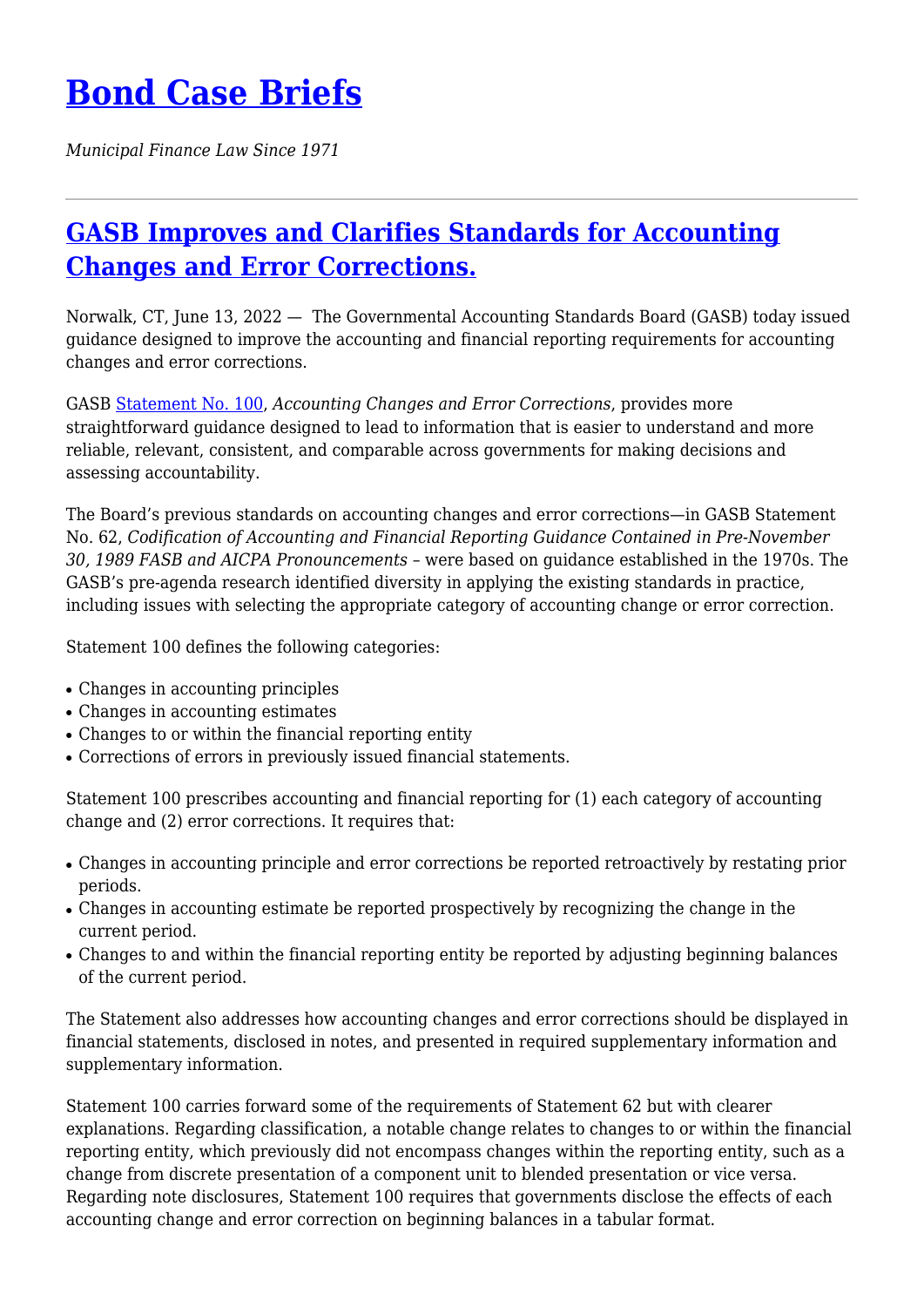# Bond Case Briefs

*Municipal Finance Law Since 1971*

---

## GASB Improves and Clarifies Standards for Accounting Changes and Error Corrections.

Norwalk, CT, June 13, 2022 — The Governmental Accounting Standards Board (GASB) today issued guidance designed to improve the accounting and financial reporting requirements for accounting changes and error corrections.

GASB Statement No. 100, *Accounting Changes and Error Corrections*, provides more straightforward guidance designed to lead to information that is easier to understand and more reliable, relevant, consistent, and comparable across governments for making decisions and assessing accountability.

The Board's previous standards on accounting changes and error corrections—in GASB Statement No. 62, *Codification of Accounting and Financial Reporting Guidance Contained in Pre-November 30, 1989 FASB and AICPA Pronouncements* – were based on guidance established in the 1970s. The GASB's pre-agenda research identified diversity in applying the existing standards in practice, including issues with selecting the appropriate category of accounting change or error correction.

Statement 100 defines the following categories:

- Changes in accounting principles
- Changes in accounting estimates
- Changes to or within the financial reporting entity
- Corrections of errors in previously issued financial statements.

Statement 100 prescribes accounting and financial reporting for (1) each category of accounting change and (2) error corrections. It requires that:

- Changes in accounting principle and error corrections be reported retroactively by restating prior periods.
- Changes in accounting estimate be reported prospectively by recognizing the change in the current period.
- Changes to and within the financial reporting entity be reported by adjusting beginning balances of the current period.

The Statement also addresses how accounting changes and error corrections should be displayed in financial statements, disclosed in notes, and presented in required supplementary information and supplementary information.

Statement 100 carries forward some of the requirements of Statement 62 but with clearer explanations. Regarding classification, a notable change relates to changes to or within the financial reporting entity, which previously did not encompass changes within the reporting entity, such as a change from discrete presentation of a component unit to blended presentation or vice versa. Regarding note disclosures, Statement 100 requires that governments disclose the effects of each accounting change and error correction on beginning balances in a tabular format.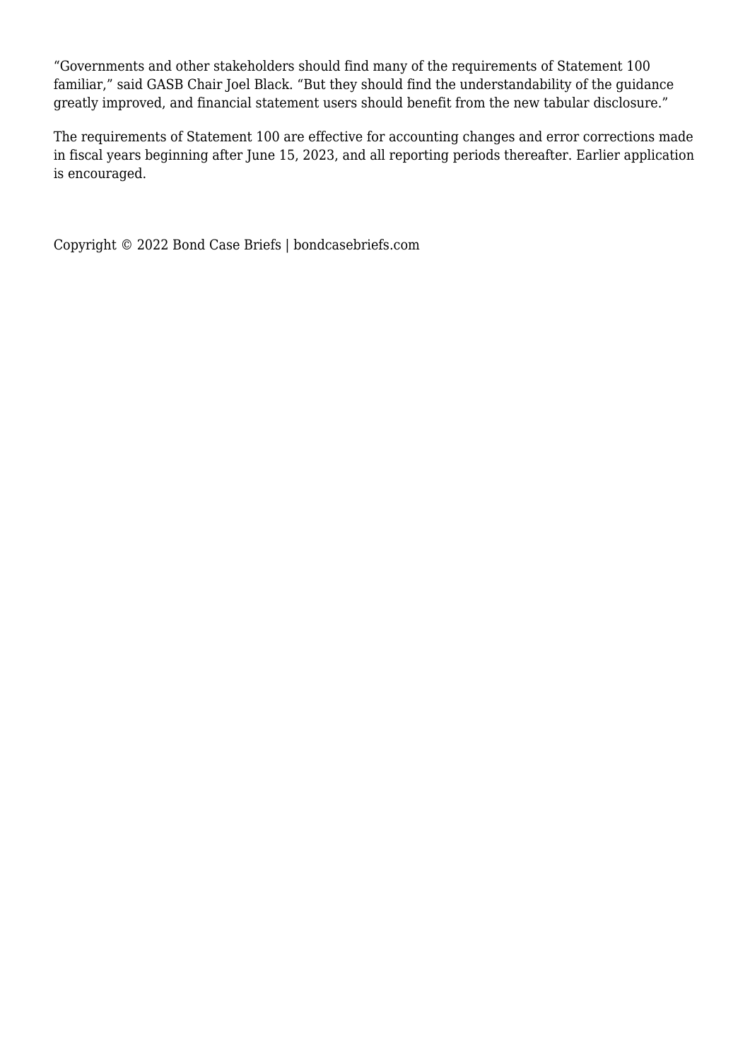"Governments and other stakeholders should find many of the requirements of Statement 100 familiar," said GASB Chair Joel Black. "But they should find the understandability of the guidance greatly improved, and financial statement users should benefit from the new tabular disclosure."

The requirements of Statement 100 are effective for accounting changes and error corrections made in fiscal years beginning after June 15, 2023, and all reporting periods thereafter. Earlier application is encouraged.

Copyright © 2022 Bond Case Briefs | bondcasebriefs.com